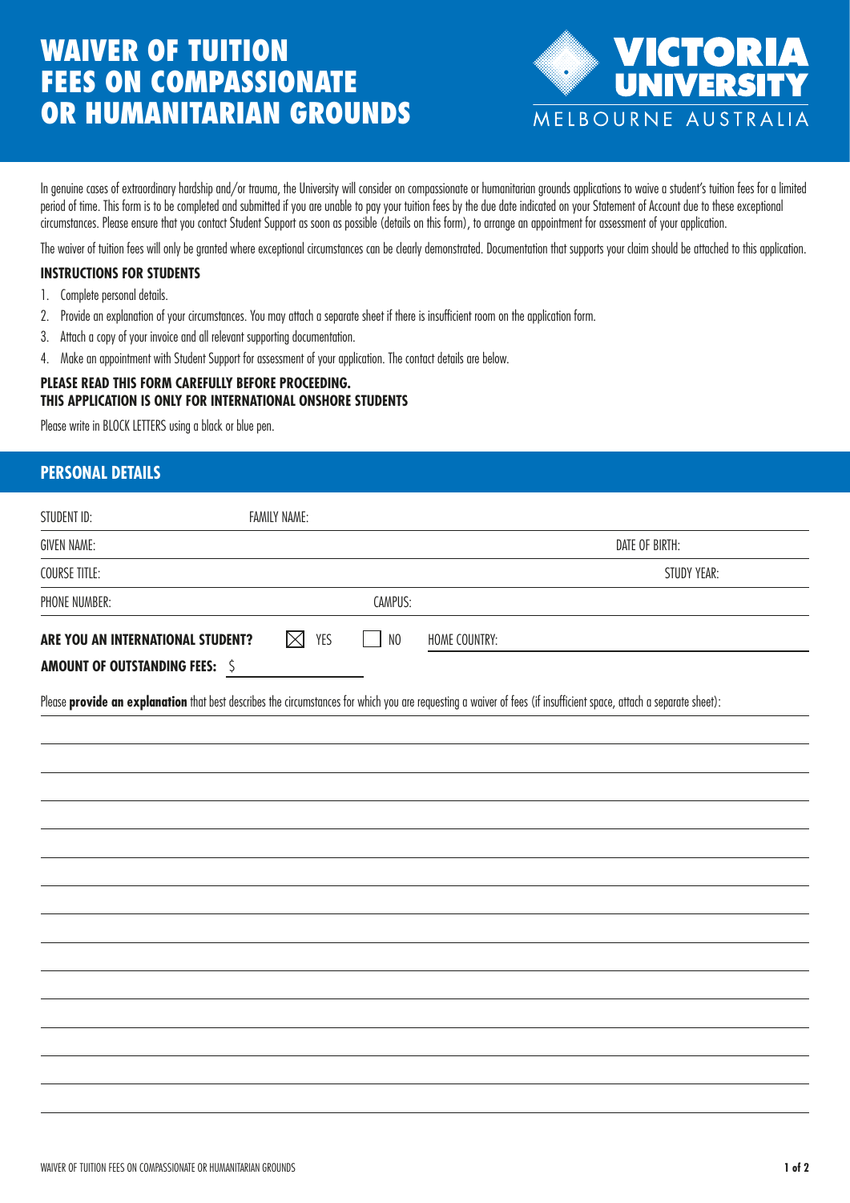# WAIVER OF TUITION FEES ON COMPASSIONATE OR HUMANITARIAN GROUNDS

**VICTORIA UNIVERSITY**
MELBOURNE AUSTRALIA

In genuine cases of extraordinary hardship and/or trauma, the University will consider on compassionate or humanitarian grounds applications to waive a student's tuition fees for a limited period of time. This form is to be completed and submitted if you are unable to pay your tuition fees by the due date indicated on your Statement of Account due to these exceptional circumstances. Please ensure that you contact Student Support as soon as possible (details on this form), to arrange an appointment for assessment of your application.

The waiver of tuition fees will only be granted where exceptional circumstances can be clearly demonstrated. Documentation that supports your claim should be attached to this application.

### INSTRUCTIONS FOR STUDENTS

1. Complete personal details.
2. Provide an explanation of your circumstances. You may attach a separate sheet if there is insufficient room on the application form.
3. Attach a copy of your invoice and all relevant supporting documentation.
4. Make an appointment with Student Support for assessment of your application. The contact details are below.

**PLEASE READ THIS FORM CAREFULLY BEFORE PROCEEDING.**
**THIS APPLICATION IS ONLY FOR INTERNATIONAL ONSHORE STUDENTS**

Please write in BLOCK LETTERS using a black or blue pen.

## PERSONAL DETAILS

STUDENT ID: ____________ FAMILY NAME: ____________

GIVEN NAME: ____________ DATE OF BIRTH: ____________

COURSE TITLE: ____________ STUDY YEAR: ____________

PHONE NUMBER: ____________ CAMPUS: ____________

**ARE YOU AN INTERNATIONAL STUDENT?** ☒ YES ☐ NO HOME COUNTRY: ____________

**AMOUNT OF OUTSTANDING FEES:** $ ____________

Please **provide an explanation** that best describes the circumstances for which you are requesting a waiver of fees (if insufficient space, attach a separate sheet):

____________________________________________

____________________________________________

____________________________________________

____________________________________________

____________________________________________

____________________________________________

____________________________________________

____________________________________________

____________________________________________

____________________________________________

____________________________________________

____________________________________________

____________________________________________

____________________________________________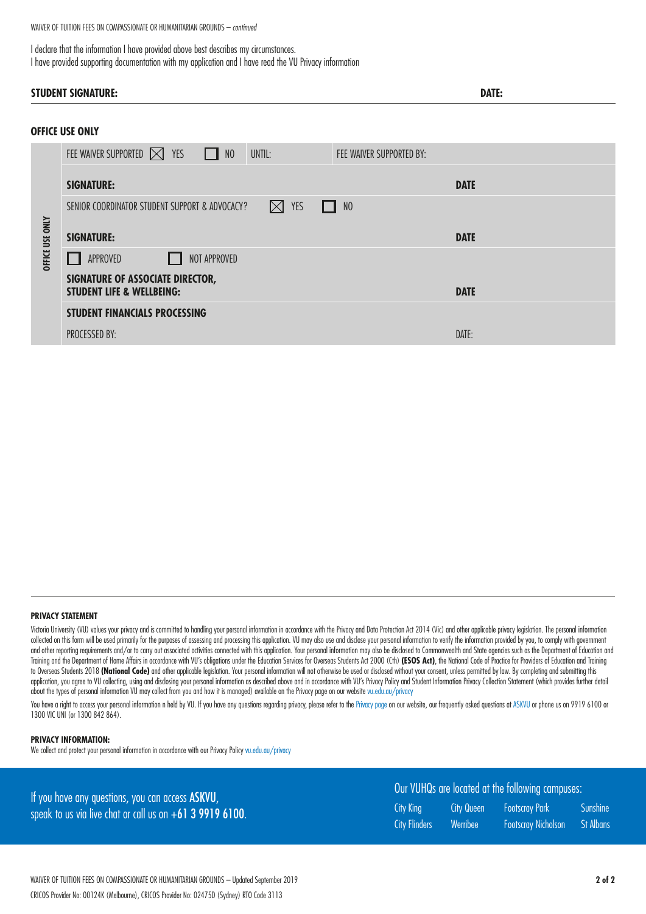I declare that the information I have provided above best describes my circumstances.
I have provided supporting documentation with my application and I have read the VU Privacy information

**STUDENT SIGNATURE:** **DATE:**

## OFFICE USE ONLY

| OFFICE USE ONLY | | | |
|---|---|---|---|
| | FEE WAIVER SUPPORTED ☒ YES ☐ NO | UNTIL: | FEE WAIVER SUPPORTED BY: |
| | **SIGNATURE:** | | **DATE** |
| | SENIOR COORDINATOR STUDENT SUPPORT & ADVOCACY? ☒ YES ☐ NO | | |
| | **SIGNATURE:** | | **DATE** |
| | ☐ APPROVED ☐ NOT APPROVED | | |
| | **SIGNATURE OF ASSOCIATE DIRECTOR, STUDENT LIFE & WELLBEING:** | | **DATE** |
| | **STUDENT FINANCIALS PROCESSING** | | |
| | PROCESSED BY: | | DATE: |

### PRIVACY STATEMENT

Victoria University (VU) values your privacy and is committed to handling your personal information in accordance with the Privacy and Data Protection Act 2014 (Vic) and other applicable privacy legislation. The personal information collected on this form will be used primarily for the purposes of assessing and processing this application. VU may also use and disclose your personal information to verify the information provided by you, to comply with government and other reporting requirements and/or to carry out associated activities connected with this application. Your personal information may also be disclosed to Commonwealth and State agencies such as the Department of Education and Training and the Department of Home Affairs in accordance with VU's obligations under the Education Services for Overseas Students Act 2000 (Cth) **(ESOS Act)**, the National Code of Practice for Providers of Education and Training to Overseas Students 2018 **(National Code)** and other applicable legislation. Your personal information will not otherwise be used or disclosed without your consent, unless permitted by law. By completing and submitting this application, you agree to VU collecting, using and disclosing your personal information as described above and in accordance with VU's Privacy Policy and Student Information Privacy Collection Statement (which provides further detail about the types of personal information VU may collect from you and how it is managed) available on the Privacy page on our website vu.edu.au/privacy

You have a right to access your personal information n held by VU. If you have any questions regarding privacy, please refer to the Privacy page on our website, our frequently asked questions at ASKVU or phone us on 9919 6100 or 1300 VIC UNI (or 1300 842 864).

### PRIVACY INFORMATION:

We collect and protect your personal information in accordance with our Privacy Policy vu.edu.au/privacy

If you have any questions, you can access **ASKVU**, speak to us via live chat or call us on **+61 3 9919 6100**.

Our VUHQs are located at the following campuses:

City King, City Queen, Footscray Park, Sunshine, City Flinders, Werribee, Footscray Nicholson, St Albans

WAIVER OF TUITION FEES ON COMPASSIONATE OR HUMANITARIAN GROUNDS – Updated September 2019

CRICOS Provider No: 00124K (Melbourne), CRICOS Provider No: 02475D (Sydney) RTO Code 3113